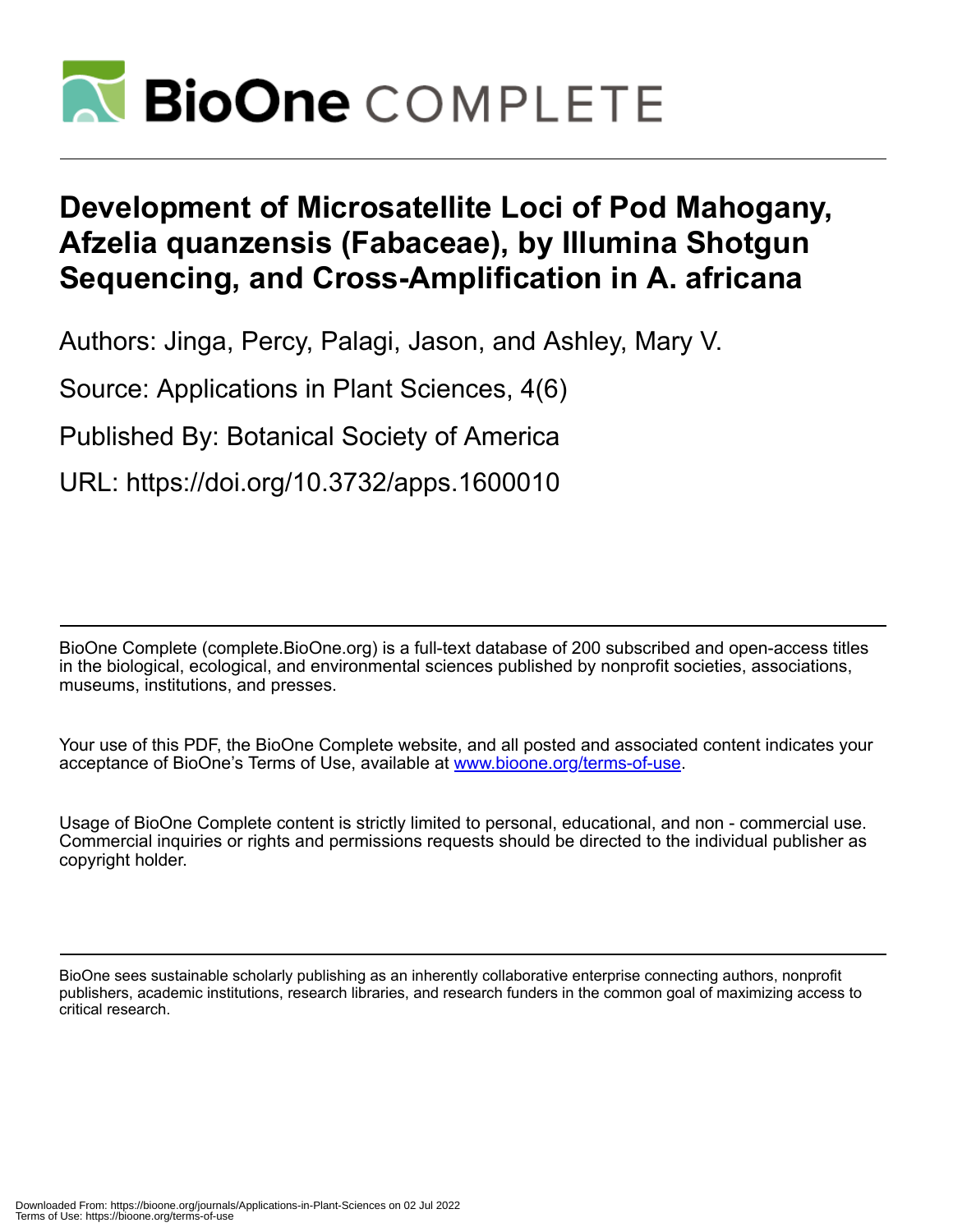# Development of Microsatellite Loci of Pod Mahogany, Afzelia quanzensis (Fabaceae), by Illumina Shotgun Sequencing, and Cross-Amplification in A. africana

Authors: Jinga, Percy, Palagi, Jason, and Ashley, Mary V.

Source: Applications in Plant Sciences, 4(6)

Published By: Botanical Society of America

URL: https://doi.org/10.3732/apps.1600010

BioOne Complete (complete.BioOne.org) is a full-text database of 200 subscribed and open-access titles in the biological, ecological, and environmental sciences published by nonprofit societies, associations, museums, institutions, and presses.

Your use of this PDF, the BioOne Complete website, and all posted and associated content indicates your acceptance of BioOne's Terms of Use, available at www.bioone.org/terms-of-use.

Usage of BioOne Complete content is strictly limited to personal, educational, and non - commercial use. Commercial inquiries or rights and permissions requests should be directed to the individual publisher as copyright holder.

BioOne sees sustainable scholarly publishing as an inherently collaborative enterprise connecting authors, nonprofit publishers, academic institutions, research libraries, and research funders in the common goal of maximizing access to critical research.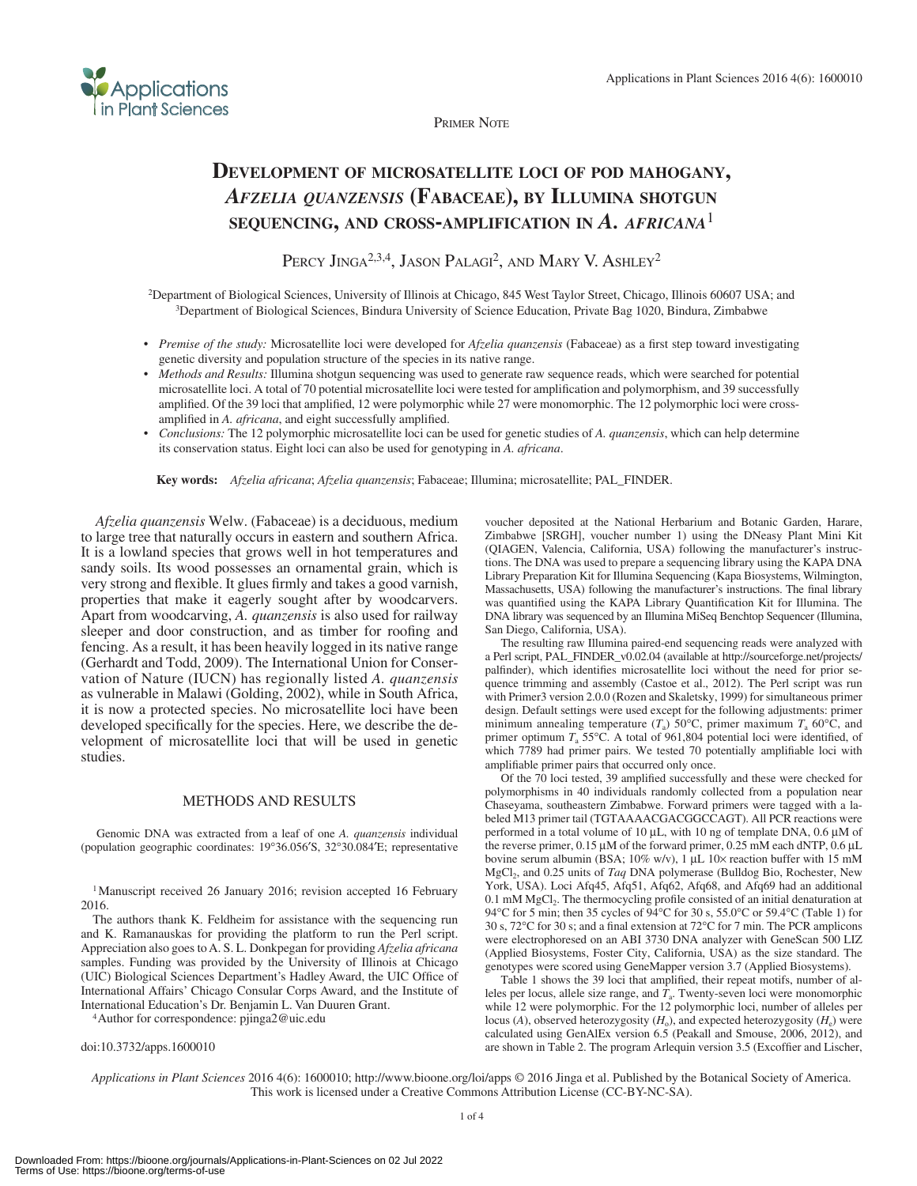Primer Note

# Development of microsatellite loci of pod mahogany, *Afzelia quanzensis* (Fabaceae), by Illumina shotgun sequencing, and cross-amplification in *A. africana*[1]

Percy Jinga[2,3,4], Jason Palagi[2], and Mary V. Ashley[2]

[2]Department of Biological Sciences, University of Illinois at Chicago, 845 West Taylor Street, Chicago, Illinois 60607 USA; and [3]Department of Biological Sciences, Bindura University of Science Education, Private Bag 1020, Bindura, Zimbabwe

- *Premise of the study:* Microsatellite loci were developed for *Afzelia quanzensis* (Fabaceae) as a first step toward investigating genetic diversity and population structure of the species in its native range.
- *Methods and Results:* Illumina shotgun sequencing was used to generate raw sequence reads, which were searched for potential microsatellite loci. A total of 70 potential microsatellite loci were tested for amplification and polymorphism, and 39 successfully amplified. Of the 39 loci that amplified, 12 were polymorphic while 27 were monomorphic. The 12 polymorphic loci were cross-amplified in *A. africana*, and eight successfully amplified.
- *Conclusions:* The 12 polymorphic microsatellite loci can be used for genetic studies of *A. quanzensis*, which can help determine its conservation status. Eight loci can also be used for genotyping in *A. africana*.

**Key words:** *Afzelia africana*; *Afzelia quanzensis*; Fabaceae; Illumina; microsatellite; PAL_FINDER.

*Afzelia quanzensis* Welw. (Fabaceae) is a deciduous, medium to large tree that naturally occurs in eastern and southern Africa. It is a lowland species that grows well in hot temperatures and sandy soils. Its wood possesses an ornamental grain, which is very strong and flexible. It glues firmly and takes a good varnish, properties that make it eagerly sought after by woodcarvers. Apart from woodcarving, *A. quanzensis* is also used for railway sleeper and door construction, and as timber for roofing and fencing. As a result, it has been heavily logged in its native range (Gerhardt and Todd, 2009). The International Union for Conservation of Nature (IUCN) has regionally listed *A. quanzensis* as vulnerable in Malawi (Golding, 2002), while in South Africa, it is now a protected species. No microsatellite loci have been developed specifically for the species. Here, we describe the development of microsatellite loci that will be used in genetic studies.

## METHODS AND RESULTS

Genomic DNA was extracted from a leaf of one *A. quanzensis* individual (population geographic coordinates: 19°36.056′S, 32°30.084′E; representative voucher deposited at the National Herbarium and Botanic Garden, Harare, Zimbabwe [SRGH], voucher number 1) using the DNeasy Plant Mini Kit (QIAGEN, Valencia, California, USA) following the manufacturer's instructions. The DNA was used to prepare a sequencing library using the KAPA DNA Library Preparation Kit for Illumina Sequencing (Kapa Biosystems, Wilmington, Massachusetts, USA) following the manufacturer's instructions. The final library was quantified using the KAPA Library Quantification Kit for Illumina. The DNA library was sequenced by an Illumina MiSeq Benchtop Sequencer (Illumina, San Diego, California, USA).

The resulting raw Illumina paired-end sequencing reads were analyzed with a Perl script, PAL_FINDER_v0.02.04 (available at http://sourceforge.net/projects/palfinder), which identifies microsatellite loci without the need for prior sequence trimming and assembly (Castoe et al., 2012). The Perl script was run with Primer3 version 2.0.0 (Rozen and Skaletsky, 1999) for simultaneous primer design. Default settings were used except for the following adjustments: primer minimum annealing temperature ($T_a$) 50°C, primer maximum $T_a$ 60°C, and primer optimum $T_a$ 55°C. A total of 961,804 potential loci were identified, of which 7789 had primer pairs. We tested 70 potentially amplifiable loci with amplifiable primer pairs that occurred only once.

Of the 70 loci tested, 39 amplified successfully and these were checked for polymorphisms in 40 individuals randomly collected from a population near Chaseyama, southeastern Zimbabwe. Forward primers were tagged with a labeled M13 primer tail (TGTAAAACGACGGCCAGT). All PCR reactions were performed in a total volume of 10 µL, with 10 ng of template DNA, 0.6 µM of the reverse primer, 0.15 µM of the forward primer, 0.25 mM each dNTP, 0.6 µL bovine serum albumin (BSA; 10% w/v), 1 µL 10× reaction buffer with 15 mM $MgCl_2$, and 0.25 units of *Taq* DNA polymerase (Bulldog Bio, Rochester, New York, USA). Loci Afq45, Afq51, Afq62, Afq68, and Afq69 had an additional 0.1 mM $MgCl_2$. The thermocycling profile consisted of an initial denaturation at 94°C for 5 min; then 35 cycles of 94°C for 30 s, 55.0°C or 59.4°C (Table 1) for 30 s, 72°C for 30 s; and a final extension at 72°C for 7 min. The PCR amplicons were electrophoresed on an ABI 3730 DNA analyzer with GeneScan 500 LIZ (Applied Biosystems, Foster City, California, USA) as the size standard. The genotypes were scored using GeneMapper version 3.7 (Applied Biosystems).

Table 1 shows the 39 loci that amplified, their repeat motifs, number of alleles per locus, allele size range, and $T_a$. Twenty-seven loci were monomorphic while 12 were polymorphic. For the 12 polymorphic loci, number of alleles per locus ($A$), observed heterozygosity ($H_o$), and expected heterozygosity ($H_e$) were calculated using GenAlEx version 6.5 (Peakall and Smouse, 2006, 2012), and are shown in Table 2. The program Arlequin version 3.5 (Excoffier and Lischer,

[1]Manuscript received 26 January 2016; revision accepted 16 February 2016.

The authors thank K. Feldheim for assistance with the sequencing run and K. Ramanauskas for providing the platform to run the Perl script. Appreciation also goes to A. S. L. Donkpegan for providing *Afzelia africana* samples. Funding was provided by the University of Illinois at Chicago (UIC) Biological Sciences Department's Hadley Award, the UIC Office of International Affairs' Chicago Consular Corps Award, and the Institute of International Education's Dr. Benjamin L. Van Duuren Grant.

[4]Author for correspondence: pjinga2@uic.edu

doi:10.3732/apps.1600010

*Applications in Plant Sciences* 2016 4(6): 1600010; http://www.bioone.org/loi/apps © 2016 Jinga et al. Published by the Botanical Society of America. This work is licensed under a Creative Commons Attribution License (CC-BY-NC-SA).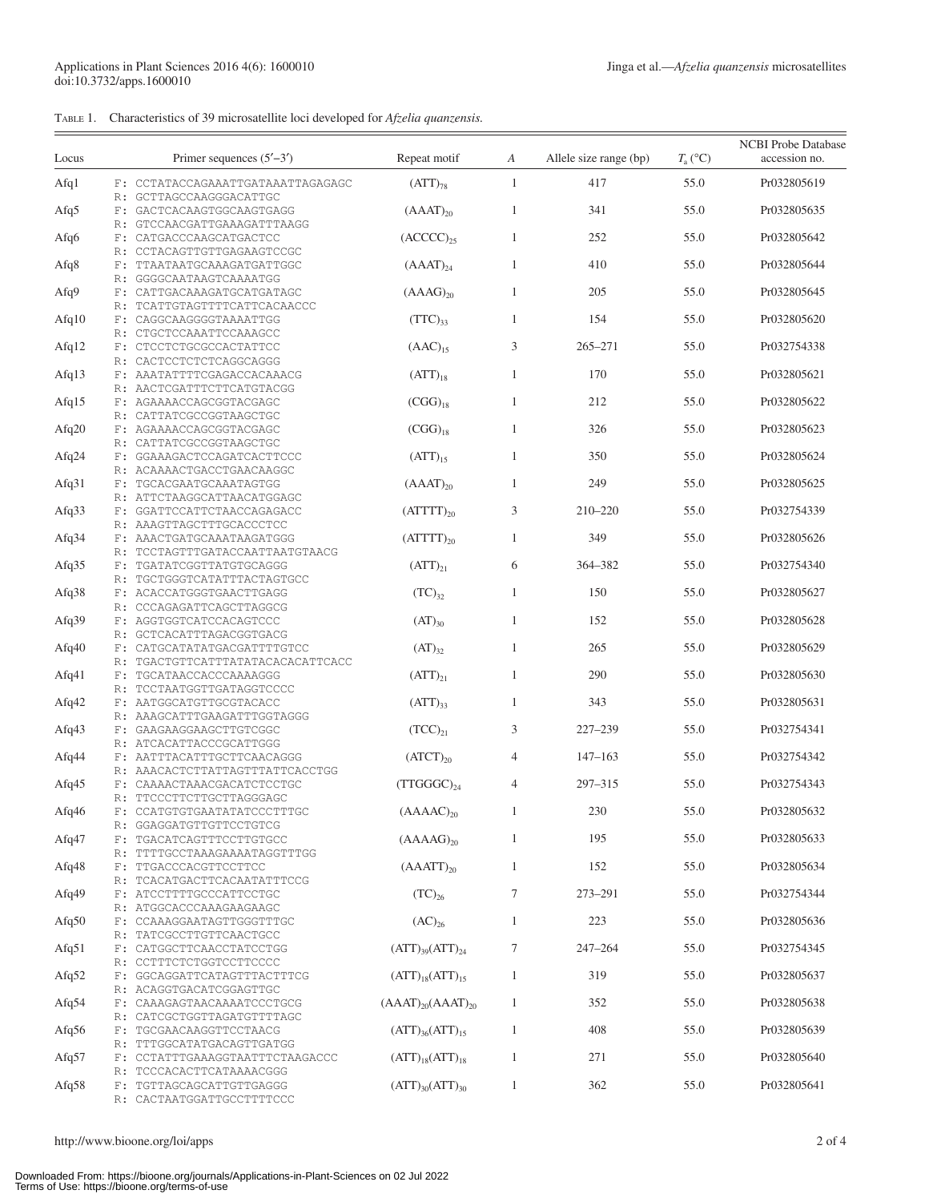Table 1. Characteristics of 39 microsatellite loci developed for *Afzelia quanzensis*.

| Locus | Primer sequences (5′–3′) | Repeat motif | *A* | Allele size range (bp) | $T_a$ (°C) | NCBI Probe Database accession no. |
|---|---|---|---|---|---|---|
| Afq1 | F: CCTATACCAGAAATTGATAAATTAGAGAGC<br>R: GCTTAGCCAAGGGACATTGC | $(ATT)_{78}$ | 1 | 417 | 55.0 | Pr032805619 |
| Afq5 | F: GACTCACAAGTGGCAAGTGAGG<br>R: GTCCAACGATTGAAAGATTTAAGG | $(AAAT)_{20}$ | 1 | 341 | 55.0 | Pr032805635 |
| Afq6 | F: CATGACCCAAGCATGACTCC<br>R: CCTACAGTTGTTGAGAAGTCCGC | $(ACCCC)_{25}$ | 1 | 252 | 55.0 | Pr032805642 |
| Afq8 | F: TTAATAATGCAAAGATGATTGGC<br>R: GGGGCAATAAGTCAAAATGG | $(AAAT)_{24}$ | 1 | 410 | 55.0 | Pr032805644 |
| Afq9 | F: CATTGACAAAGATGCATGATAGC<br>R: TCATTGTAGTTTTCATTCACAACCC | $(AAAG)_{20}$ | 1 | 205 | 55.0 | Pr032805645 |
| Afq10 | F: CAGGCAAGGGGTAAAATTGG<br>R: CTGCTCCAAATTCCAAAGCC | $(TTC)_{33}$ | 1 | 154 | 55.0 | Pr032805620 |
| Afq12 | F: CTCCTCTGCGCCACTATTCC<br>R: CACTCCTCTCTCAGGCAGGG | $(AAC)_{15}$ | 3 | 265–271 | 55.0 | Pr032754338 |
| Afq13 | F: AAATATTTTCGAGACCACAAACG<br>R: AACTCGATTTCTTCATGTACGG | $(ATT)_{18}$ | 1 | 170 | 55.0 | Pr032805621 |
| Afq15 | F: AGAAAACCAGCGGTACGAGC<br>R: CATTATCGCCGGTAAGCTGC | $(CGG)_{18}$ | 1 | 212 | 55.0 | Pr032805622 |
| Afq20 | F: AGAAAACCAGCGGTACGAGC<br>R: CATTATCGCCGGTAAGCTGC | $(CGG)_{18}$ | 1 | 326 | 55.0 | Pr032805623 |
| Afq24 | F: GGAAAGACTCCAGATCACTTCCC<br>R: ACAAAACTGACCTGAACAAGGC | $(ATT)_{15}$ | 1 | 350 | 55.0 | Pr032805624 |
| Afq31 | F: TGCACGAATGCAAATAGTGG<br>R: ATTCTAAGGCATTAACATGGAGC | $(AAAT)_{20}$ | 1 | 249 | 55.0 | Pr032805625 |
| Afq33 | F: GGATTCCATTCTAACCAGAGACC<br>R: AAAGTTAGCTTTGCACCCTCC | $(ATTTT)_{20}$ | 3 | 210–220 | 55.0 | Pr032754339 |
| Afq34 | F: AAACTGATGCAAATAAGATGGG<br>R: TCCTAGTTTGATACCAATTAATGTAACG | $(ATTTT)_{20}$ | 1 | 349 | 55.0 | Pr032805626 |
| Afq35 | F: TGATATCGGTTATGTGCAGGG<br>R: TGCTGGGTCATATTTACTAGTGCC | $(ATT)_{21}$ | 6 | 364–382 | 55.0 | Pr032754340 |
| Afq38 | F: ACACCATGGGTGAACTTGAGG<br>R: CCCAGAGATTCAGCTTAGGCG | $(TC)_{32}$ | 1 | 150 | 55.0 | Pr032805627 |
| Afq39 | F: AGGTGGTCATCCACAGTCCC<br>R: GCTCACATTTAGACGGTGACG | $(AT)_{30}$ | 1 | 152 | 55.0 | Pr032805628 |
| Afq40 | F: CATGCATATATGACGATTTTGTCC<br>R: TGACTGTTCATTTATATACACACATTCACC | $(AT)_{32}$ | 1 | 265 | 55.0 | Pr032805629 |
| Afq41 | F: TGCATAACCACCCAAAAGGG<br>R: TCCTAATGGTTGATAGGTCCCC | $(ATT)_{21}$ | 1 | 290 | 55.0 | Pr032805630 |
| Afq42 | F: AATGGCATGTTGCGTACACC<br>R: AAAGCATTTGAAGATTTGGTAGGG | $(ATT)_{33}$ | 1 | 343 | 55.0 | Pr032805631 |
| Afq43 | F: GAAGAAGGAAGCTTGTCGGC<br>R: ATCACATTACCCGCATTGGG | $(TCC)_{21}$ | 3 | 227–239 | 55.0 | Pr032754341 |
| Afq44 | F: AATTTACATTTGCTTCAACAGGG<br>R: AAACACTCTTATTAGTTTATTCACCTGG | $(ATCT)_{20}$ | 4 | 147–163 | 55.0 | Pr032754342 |
| Afq45 | F: CAAAACTAAACGACATCTCCTGC<br>R: TTCCCTTCTTGCTTAGGGAGC | $(TTGGGC)_{24}$ | 4 | 297–315 | 55.0 | Pr032754343 |
| Afq46 | F: CCATGTGTGAATATATCCCTTTGC<br>R: GGAGGATGTTGTTCCTGTCG | $(AAAAC)_{20}$ | 1 | 230 | 55.0 | Pr032805632 |
| Afq47 | F: TGACATCAGTTTCCTTGTGCC<br>R: TTTTGCCTAAAGAAAATAGGTTTGG | $(AAAAG)_{20}$ | 1 | 195 | 55.0 | Pr032805633 |
| Afq48 | F: TTGACCCACGTTCCTTCC<br>R: TCACATGACTTCACAATATTTCCG | $(AAATT)_{20}$ | 1 | 152 | 55.0 | Pr032805634 |
| Afq49 | F: ATCCTTTTGCCCATTCCTGC<br>R: ATGGCACCCAAAGAAGAAGC | $(TC)_{26}$ | 7 | 273–291 | 55.0 | Pr032754344 |
| Afq50 | F: CCAAAGGAATAGTTGGGTTTGC<br>R: TATCGCCTTGTTCAACTGCC | $(AC)_{26}$ | 1 | 223 | 55.0 | Pr032805636 |
| Afq51 | F: CATGGCTTCAACCTATCCTGG<br>R: CCTTTCTCTGGTCCTTCCCC | $(ATT)_{39}(ATT)_{24}$ | 7 | 247–264 | 55.0 | Pr032754345 |
| Afq52 | F: GGCAGGATTCATAGTTTACTTTCG<br>R: ACAGGTGACATCGGAGTTGC | $(ATT)_{18}(ATT)_{15}$ | 1 | 319 | 55.0 | Pr032805637 |
| Afq54 | F: CAAAGAGTAACAAAATCCCTGCG<br>R: CATCGCTGGTTAGATGTTTTAGC | $(AAAT)_{20}(AAAT)_{20}$ | 1 | 352 | 55.0 | Pr032805638 |
| Afq56 | F: TGCGAACAAGGTTCCTAACG<br>R: TTTGGCATATGACAGTTGATGG | $(ATT)_{36}(ATT)_{15}$ | 1 | 408 | 55.0 | Pr032805639 |
| Afq57 | F: CCTATTTGAAAGGTAATTTCTAAGACCC<br>R: TCCCACACTTCATAAAACGGG | $(ATT)_{18}(ATT)_{18}$ | 1 | 271 | 55.0 | Pr032805640 |
| Afq58 | F: TGTTAGCAGCATTGTTGAGGG<br>R: CACTAATGGATTGCCTTTTCCC | $(ATT)_{30}(ATT)_{30}$ | 1 | 362 | 55.0 | Pr032805641 |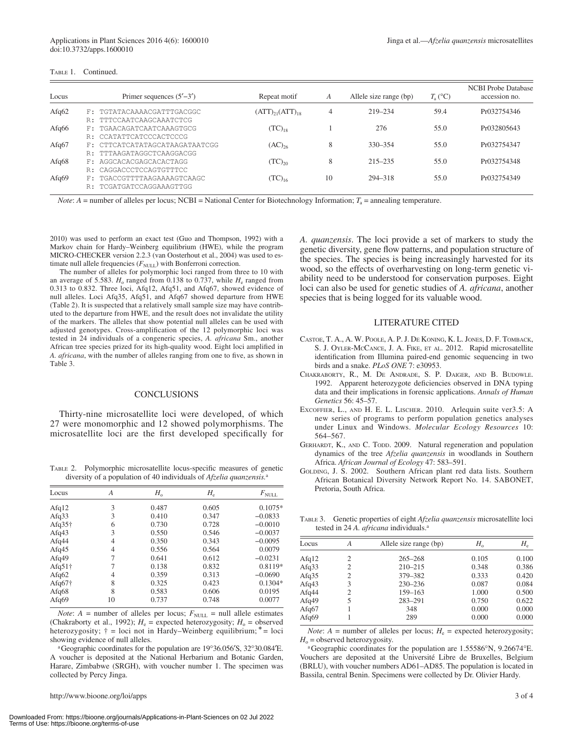TABLE 1. Continued.

| Locus | Primer sequences (5′–3′) | Repeat motif | $A$ | Allele size range (bp) | $T_a$ (°C) | NCBI Probe Database accession no. |
|---|---|---|---|---|---|---|
| Afq62 | F: TGTATACAAAACGATTTGACGGC<br>R: TTTCCAATCAAGCAAATCTCG | $(ATT)_{21}(ATT)_{18}$ | 4 | 219–234 | 59.4 | Pr032754346 |
| Afq66 | F: TGAACAGATCAATCAAAGTGCG<br>R: CCATATTCATCCCACTCCCG | $(TC)_{18}$ | 1 | 276 | 55.0 | Pr032805643 |
| Afq67 | F: CTTCATCATATAGCATAAGATAATCGG<br>R: TTTAAGATAGGCTCAAGGACGG | $(AC)_{26}$ | 8 | 330–354 | 55.0 | Pr032754347 |
| Afq68 | F: AGGCACACGAGCACACTAGG<br>R: CAGGACCCTCCAGTGTTTCC | $(TC)_{20}$ | 8 | 215–235 | 55.0 | Pr032754348 |
| Afq69 | F: TGACCGTTTTAAGAAAAGTCAAGC<br>R: TCGATGATCCAGGAAAGTTGG | $(TC)_{16}$ | 10 | 294–318 | 55.0 | Pr032754349 |

*Note*: $A$ = number of alleles per locus; NCBI = National Center for Biotechnology Information; $T_a$ = annealing temperature.

2010) was used to perform an exact test (Guo and Thompson, 1992) with a Markov chain for Hardy–Weinberg equilibrium (HWE), while the program MICRO-CHECKER version 2.2.3 (van Oosterhout et al., 2004) was used to estimate null allele frequencies ($F_{NULL}$) with Bonferroni correction.

The number of alleles for polymorphic loci ranged from three to 10 with an average of 5.583. $H_o$ ranged from 0.138 to 0.737, while $H_e$ ranged from 0.313 to 0.832. Three loci, Afq12, Afq51, and Afq67, showed evidence of null alleles. Loci Afq35, Afq51, and Afq67 showed departure from HWE (Table 2). It is suspected that a relatively small sample size may have contributed to the departure from HWE, and the result does not invalidate the utility of the markers. The alleles that show potential null alleles can be used with adjusted genotypes. Cross-amplification of the 12 polymorphic loci was tested in 24 individuals of a congeneric species, *A. africana* Sm., another African tree species prized for its high-quality wood. Eight loci amplified in *A. africana*, with the number of alleles ranging from one to five, as shown in Table 3.

## CONCLUSIONS

Thirty-nine microsatellite loci were developed, of which 27 were monomorphic and 12 showed polymorphisms. The microsatellite loci are the first developed specifically for *A. quanzensis*. The loci provide a set of markers to study the genetic diversity, gene flow patterns, and population structure of the species. The species is being increasingly harvested for its wood, so the effects of overharvesting on long-term genetic viability need to be understood for conservation purposes. Eight loci can also be used for genetic studies of *A. africana*, another species that is being logged for its valuable wood.

TABLE 2. Polymorphic microsatellite locus-specific measures of genetic diversity of a population of 40 individuals of *Afzelia quanzensis*.[a]

| Locus | $A$ | $H_o$ | $H_e$ | $F_{NULL}$ |
|---|---|---|---|---|
| Afq12 | 3 | 0.487 | 0.605 | 0.1075* |
| Afq33 | 3 | 0.410 | 0.347 | −0.0833 |
| Afq35† | 6 | 0.730 | 0.728 | −0.0010 |
| Afq43 | 3 | 0.550 | 0.546 | −0.0037 |
| Afq44 | 4 | 0.350 | 0.343 | −0.0095 |
| Afq45 | 4 | 0.556 | 0.564 | 0.0079 |
| Afq49 | 7 | 0.641 | 0.612 | −0.0231 |
| Afq51† | 7 | 0.138 | 0.832 | 0.8119* |
| Afq62 | 4 | 0.359 | 0.313 | −0.0690 |
| Afq67† | 8 | 0.325 | 0.423 | 0.1304* |
| Afq68 | 8 | 0.583 | 0.606 | 0.0195 |
| Afq69 | 10 | 0.737 | 0.748 | 0.0077 |

*Note*: $A$ = number of alleles per locus; $F_{NULL}$ = null allele estimates (Chakraborty et al., 1992); $H_e$ = expected heterozygosity; $H_o$ = observed heterozygosity; † = loci not in Hardy–Weinberg equilibrium; * = loci showing evidence of null alleles.

[a] Geographic coordinates for the population are 19°36.056′S, 32°30.084′E. A voucher is deposited at the National Herbarium and Botanic Garden, Harare, Zimbabwe (SRGH), with voucher number 1. The specimen was collected by Percy Jinga.

## LITERATURE CITED

Castoe, T. A., A. W. Poole, A. P. J. De Koning, K. L. Jones, D. F. Tomback, S. J. Oyler-McCance, J. A. Fike, et al. 2012. Rapid microsatellite identification from Illumina paired-end genomic sequencing in two birds and a snake. *PLoS ONE* 7: e30953.

Chakraborty, R., M. De Andrade, S. P. Daiger, and B. Budowle. 1992. Apparent heterozygote deficiencies observed in DNA typing data and their implications in forensic applications. *Annals of Human Genetics* 56: 45–57.

Excoffier, L., and H. E. L. Lischer. 2010. Arlequin suite ver3.5: A new series of programs to perform population genetics analyses under Linux and Windows. *Molecular Ecology Resources* 10: 564–567.

Gerhardt, K., and C. Todd. 2009. Natural regeneration and population dynamics of the tree *Afzelia quanzensis* in woodlands in Southern Africa. *African Journal of Ecology* 47: 583–591.

Golding, J. S. 2002. Southern African plant red data lists. Southern African Botanical Diversity Network Report No. 14. SABONET, Pretoria, South Africa.

TABLE 3. Genetic properties of eight *Afzelia quanzensis* microsatellite loci tested in 24 *A. africana* individuals.[a]

| Locus | $A$ | Allele size range (bp) | $H_o$ | $H_e$ |
|---|---|---|---|---|
| Afq12 | 2 | 265–268 | 0.105 | 0.100 |
| Afq33 | 2 | 210–215 | 0.348 | 0.386 |
| Afq35 | 2 | 379–382 | 0.333 | 0.420 |
| Afq43 | 3 | 230–236 | 0.087 | 0.084 |
| Afq44 | 2 | 159–163 | 1.000 | 0.500 |
| Afq49 | 5 | 283–291 | 0.750 | 0.622 |
| Afq67 | 1 | 348 | 0.000 | 0.000 |
| Afq69 | 1 | 289 | 0.000 | 0.000 |

*Note*: $A$ = number of alleles per locus; $H_e$ = expected heterozygosity; $H_o$ = observed heterozygosity.

[a] Geographic coordinates for the population are 1.55586°N, 9.26674°E. Vouchers are deposited at the Université Libre de Bruxelles, Belgium (BRLU), with voucher numbers AD61–AD85. The population is located in Bassila, central Benin. Specimens were collected by Dr. Olivier Hardy.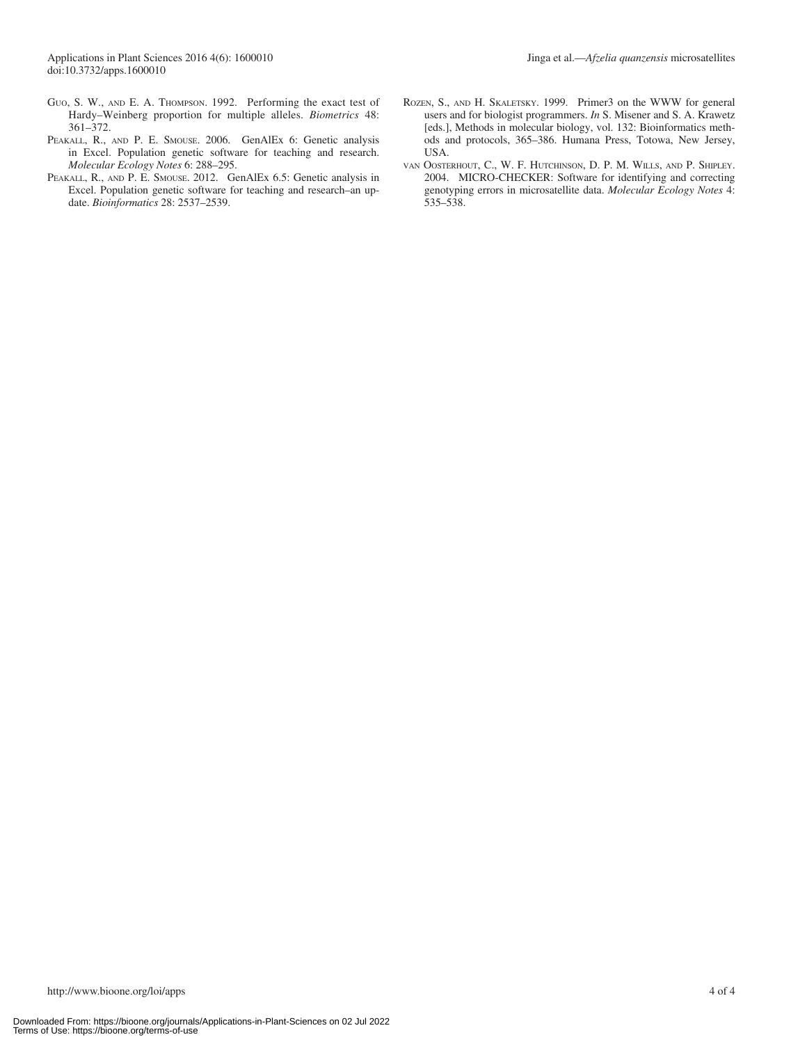Guo, S. W., and E. A. Thompson. 1992. Performing the exact test of Hardy–Weinberg proportion for multiple alleles. *Biometrics* 48: 361–372.

Peakall, R., and P. E. Smouse. 2006. GenAlEx 6: Genetic analysis in Excel. Population genetic software for teaching and research. *Molecular Ecology Notes* 6: 288–295.

Peakall, R., and P. E. Smouse. 2012. GenAlEx 6.5: Genetic analysis in Excel. Population genetic software for teaching and research–an update. *Bioinformatics* 28: 2537–2539.

Rozen, S., and H. Skaletsky. 1999. Primer3 on the WWW for general users and for biologist programmers. *In* S. Misener and S. A. Krawetz [eds.], Methods in molecular biology, vol. 132: Bioinformatics methods and protocols, 365–386. Humana Press, Totowa, New Jersey, USA.

van Oosterhout, C., W. F. Hutchinson, D. P. M. Wills, and P. Shipley. 2004. MICRO-CHECKER: Software for identifying and correcting genotyping errors in microsatellite data. *Molecular Ecology Notes* 4: 535–538.